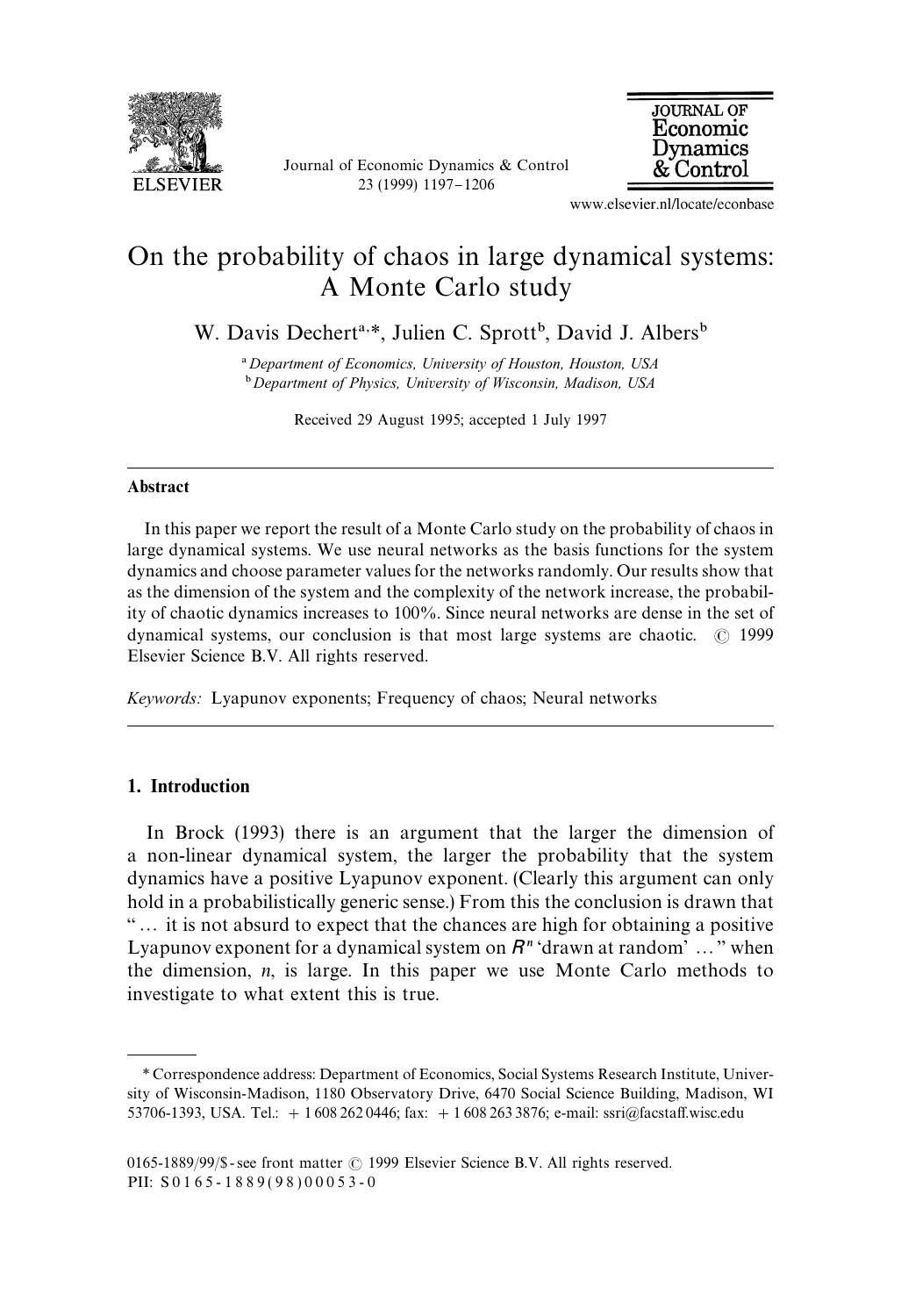# On the probability of chaos in large dynamical systems: A Monte Carlo study

W. Davis Dechert[a,*], Julien C. Sprott[b], David J. Albers[b]

[a] *Department of Economics, University of Houston, Houston, USA*
[b] *Department of Physics, University of Wisconsin, Madison, USA*

Received 29 August 1995; accepted 1 July 1997

## Abstract

In this paper we report the result of a Monte Carlo study on the probability of chaos in large dynamical systems. We use neural networks as the basis functions for the system dynamics and choose parameter values for the networks randomly. Our results show that as the dimension of the system and the complexity of the network increase, the probability of chaotic dynamics increases to 100%. Since neural networks are dense in the set of dynamical systems, our conclusion is that most large systems are chaotic. © 1999 Elsevier Science B.V. All rights reserved.

*Keywords:* Lyapunov exponents; Frequency of chaos; Neural networks

## 1. Introduction

In Brock (1993) there is an argument that the larger the dimension of a non-linear dynamical system, the larger the probability that the system dynamics have a positive Lyapunov exponent. (Clearly this argument can only hold in a probabilistically generic sense.) From this the conclusion is drawn that "… it is not absurd to expect that the chances are high for obtaining a positive Lyapunov exponent for a dynamical system on $R^n$ 'drawn at random' … " when the dimension, $n$, is large. In this paper we use Monte Carlo methods to investigate to what extent this is true.

---

* Correspondence address: Department of Economics, Social Systems Research Institute, University of Wisconsin-Madison, 1180 Observatory Drive, 6470 Social Science Building, Madison, WI 53706-1393, USA. Tel.: + 1 608 262 0446; fax: + 1 608 263 3876; e-mail: ssri@facstaff.wisc.edu

0165-1889/99/$ - see front matter © 1999 Elsevier Science B.V. All rights reserved.
PII: S0165-1889(98)00053-0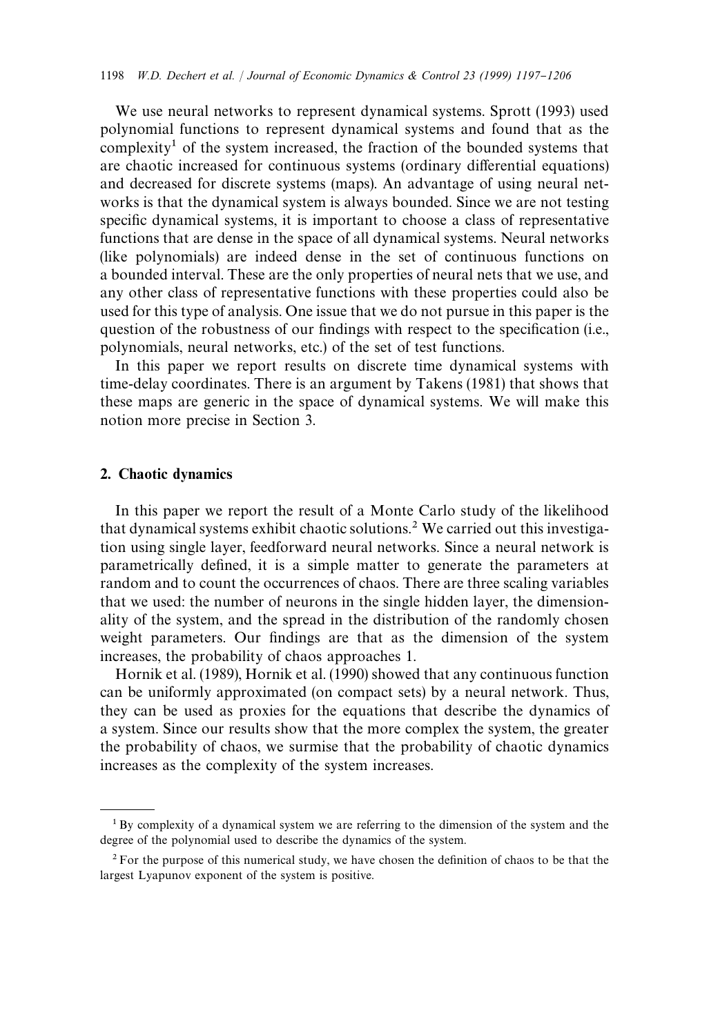We use neural networks to represent dynamical systems. Sprott (1993) used polynomial functions to represent dynamical systems and found that as the complexity[1] of the system increased, the fraction of the bounded systems that are chaotic increased for continuous systems (ordinary differential equations) and decreased for discrete systems (maps). An advantage of using neural networks is that the dynamical system is always bounded. Since we are not testing specific dynamical systems, it is important to choose a class of representative functions that are dense in the space of all dynamical systems. Neural networks (like polynomials) are indeed dense in the set of continuous functions on a bounded interval. These are the only properties of neural nets that we use, and any other class of representative functions with these properties could also be used for this type of analysis. One issue that we do not pursue in this paper is the question of the robustness of our findings with respect to the specification (i.e., polynomials, neural networks, etc.) of the set of test functions.

In this paper we report results on discrete time dynamical systems with time-delay coordinates. There is an argument by Takens (1981) that shows that these maps are generic in the space of dynamical systems. We will make this notion more precise in Section 3.

## 2. Chaotic dynamics

In this paper we report the result of a Monte Carlo study of the likelihood that dynamical systems exhibit chaotic solutions.[2] We carried out this investigation using single layer, feedforward neural networks. Since a neural network is parametrically defined, it is a simple matter to generate the parameters at random and to count the occurrences of chaos. There are three scaling variables that we used: the number of neurons in the single hidden layer, the dimensionality of the system, and the spread in the distribution of the randomly chosen weight parameters. Our findings are that as the dimension of the system increases, the probability of chaos approaches 1.

Hornik et al. (1989), Hornik et al. (1990) showed that any continuous function can be uniformly approximated (on compact sets) by a neural network. Thus, they can be used as proxies for the equations that describe the dynamics of a system. Since our results show that the more complex the system, the greater the probability of chaos, we surmise that the probability of chaotic dynamics increases as the complexity of the system increases.

---

[1] By complexity of a dynamical system we are referring to the dimension of the system and the degree of the polynomial used to describe the dynamics of the system.

[2] For the purpose of this numerical study, we have chosen the definition of chaos to be that the largest Lyapunov exponent of the system is positive.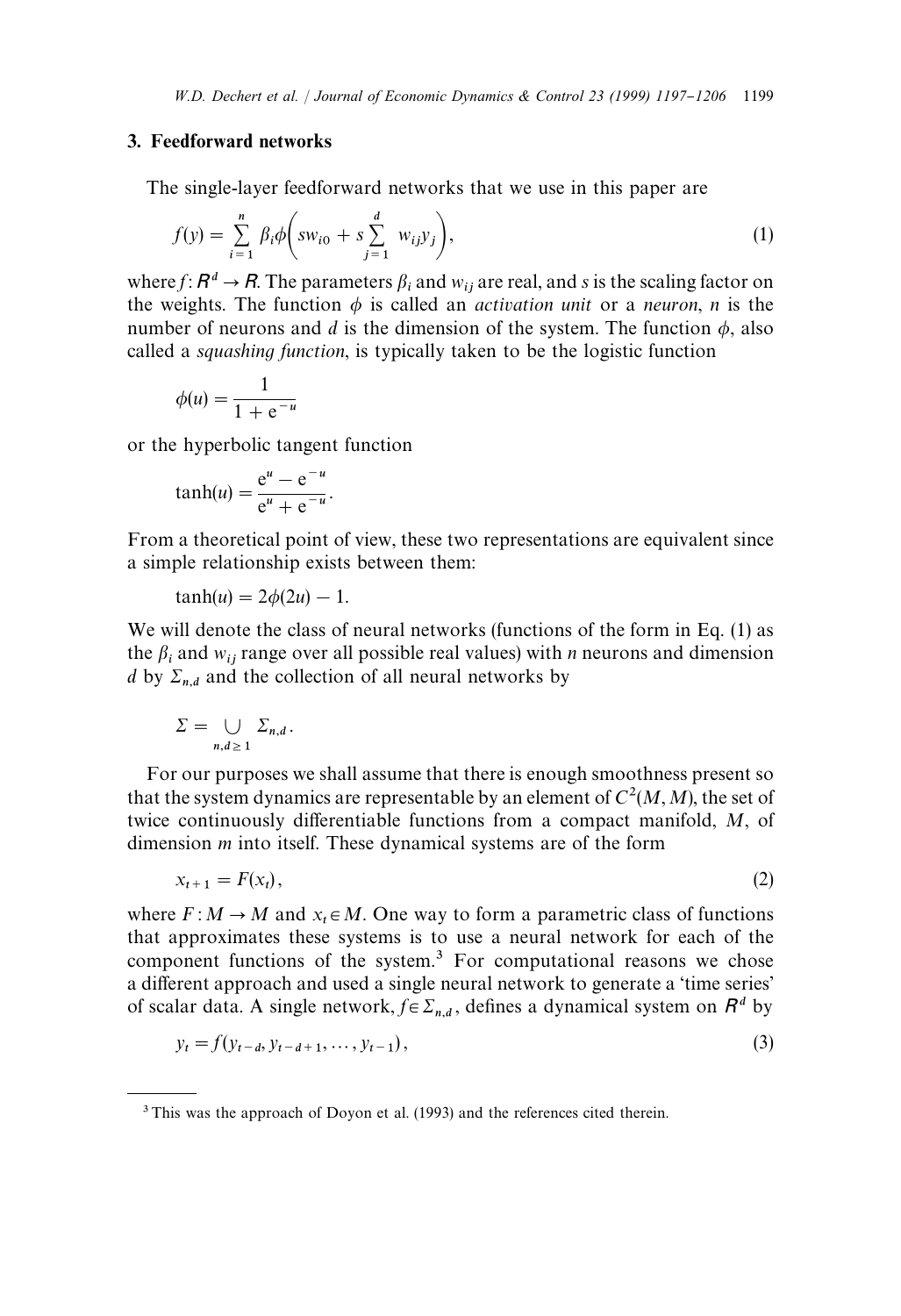## 3. Feedforward networks

The single-layer feedforward networks that we use in this paper are

$$f(y) = \sum_{i=1}^{n} \beta_i \phi\left( s w_{i0} + s \sum_{j=1}^{d} w_{ij} y_j \right), \tag{1}$$

where $f: \mathbf{R}^d \to \mathbf{R}$. The parameters $\beta_i$ and $w_{ij}$ are real, and $s$ is the scaling factor on the weights. The function $\phi$ is called an *activation unit* or a *neuron*, $n$ is the number of neurons and $d$ is the dimension of the system. The function $\phi$, also called a *squashing function*, is typically taken to be the logistic function

$$\phi(u) = \frac{1}{1 + e^{-u}}$$

or the hyperbolic tangent function

$$\tanh(u) = \frac{e^{u} - e^{-u}}{e^{u} + e^{-u}}.$$

From a theoretical point of view, these two representations are equivalent since a simple relationship exists between them:

$$\tanh(u) = 2\phi(2u) - 1.$$

We will denote the class of neural networks (functions of the form in Eq. (1) as the $\beta_i$ and $w_{ij}$ range over all possible real values) with $n$ neurons and dimension $d$ by $\Sigma_{n,d}$ and the collection of all neural networks by

$$\Sigma = \bigcup_{n,d \geq 1} \Sigma_{n,d}.$$

For our purposes we shall assume that there is enough smoothness present so that the system dynamics are representable by an element of $C^2(M, M)$, the set of twice continuously differentiable functions from a compact manifold, $M$, of dimension $m$ into itself. These dynamical systems are of the form

$$x_{t+1} = F(x_t), \tag{2}$$

where $F: M \to M$ and $x_t \in M$. One way to form a parametric class of functions that approximates these systems is to use a neural network for each of the component functions of the system.[3] For computational reasons we chose a different approach and used a single neural network to generate a 'time series' of scalar data. A single network, $f \in \Sigma_{n,d}$, defines a dynamical system on $\mathbf{R}^d$ by

$$y_t = f(y_{t-d}, y_{t-d+1}, \ldots, y_{t-1}), \tag{3}$$

---

[3] This was the approach of Doyon et al. (1993) and the references cited therein.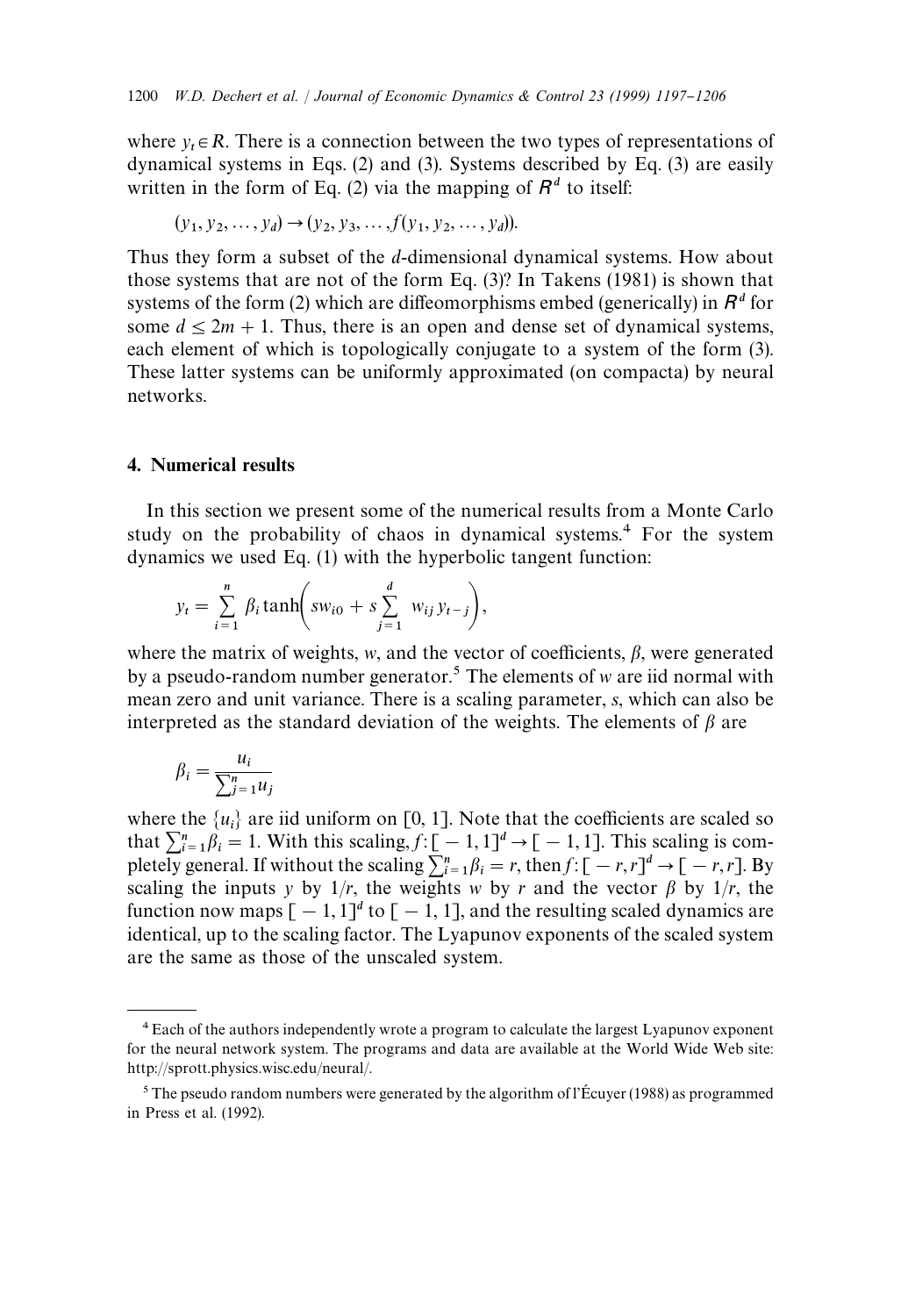where $y_t \in R$. There is a connection between the two types of representations of dynamical systems in Eqs. (2) and (3). Systems described by Eq. (3) are easily written in the form of Eq. (2) via the mapping of $R^d$ to itself:

$$(y_1, y_2, \dots, y_d) \rightarrow (y_2, y_3, \dots, f(y_1, y_2, \dots, y_d)).$$

Thus they form a subset of the $d$-dimensional dynamical systems. How about those systems that are not of the form Eq. (3)? In Takens (1981) is shown that systems of the form (2) which are diffeomorphisms embed (generically) in $R^d$ for some $d \leq 2m + 1$. Thus, there is an open and dense set of dynamical systems, each element of which is topologically conjugate to a system of the form (3). These latter systems can be uniformly approximated (on compacta) by neural networks.

## 4. Numerical results

In this section we present some of the numerical results from a Monte Carlo study on the probability of chaos in dynamical systems.[4] For the system dynamics we used Eq. (1) with the hyperbolic tangent function:

$$y_t = \sum_{i=1}^{n} \beta_i \tanh\left( s w_{i0} + s \sum_{j=1}^{d} w_{ij} y_{t-j} \right),$$

where the matrix of weights, $w$, and the vector of coefficients, $\beta$, were generated by a pseudo-random number generator.[5] The elements of $w$ are iid normal with mean zero and unit variance. There is a scaling parameter, $s$, which can also be interpreted as the standard deviation of the weights. The elements of $\beta$ are

$$\beta_i = \frac{u_i}{\sum_{j=1}^{n} u_j}$$

where the $\{u_i\}$ are iid uniform on [0, 1]. Note that the coefficients are scaled so that $\sum_{i=1}^{n} \beta_i = 1$. With this scaling, $f\colon [-1,1]^d \rightarrow [-1,1]$. This scaling is completely general. If without the scaling $\sum_{i=1}^{n} \beta_i = r$, then $f\colon [-r,r]^d \rightarrow [-r,r]$. By scaling the inputs $y$ by $1/r$, the weights $w$ by $r$ and the vector $\beta$ by $1/r$, the function now maps $[-1,1]^d$ to $[-1,1]$, and the resulting scaled dynamics are identical, up to the scaling factor. The Lyapunov exponents of the scaled system are the same as those of the unscaled system.

---

[4] Each of the authors independently wrote a program to calculate the largest Lyapunov exponent for the neural network system. The programs and data are available at the World Wide Web site: http://sprott.physics.wisc.edu/neural/.

[5] The pseudo random numbers were generated by the algorithm of l'Écuyer (1988) as programmed in Press et al. (1992).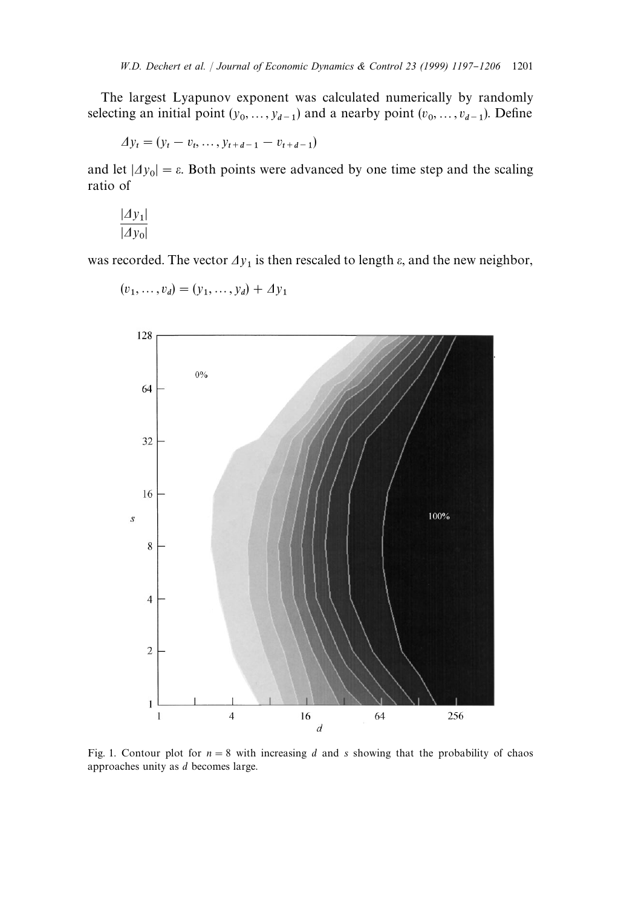The largest Lyapunov exponent was calculated numerically by randomly selecting an initial point $(y_0, \ldots, y_{d-1})$ and a nearby point $(v_0, \ldots, v_{d-1})$. Define

$$\Delta y_t = (y_t - v_t, \ldots, y_{t+d-1} - v_{t+d-1})$$

and let $|\Delta y_0| = \varepsilon$. Both points were advanced by one time step and the scaling ratio of

$$\frac{|\Delta y_1|}{|\Delta y_0|}$$

was recorded. The vector $\Delta y_1$ is then rescaled to length $\varepsilon$, and the new neighbor,

$$(v_1, \ldots, v_d) = (y_1, \ldots, y_d) + \Delta y_1$$

Fig. 1. Contour plot for $n = 8$ with increasing $d$ and $s$ showing that the probability of chaos approaches unity as $d$ becomes large.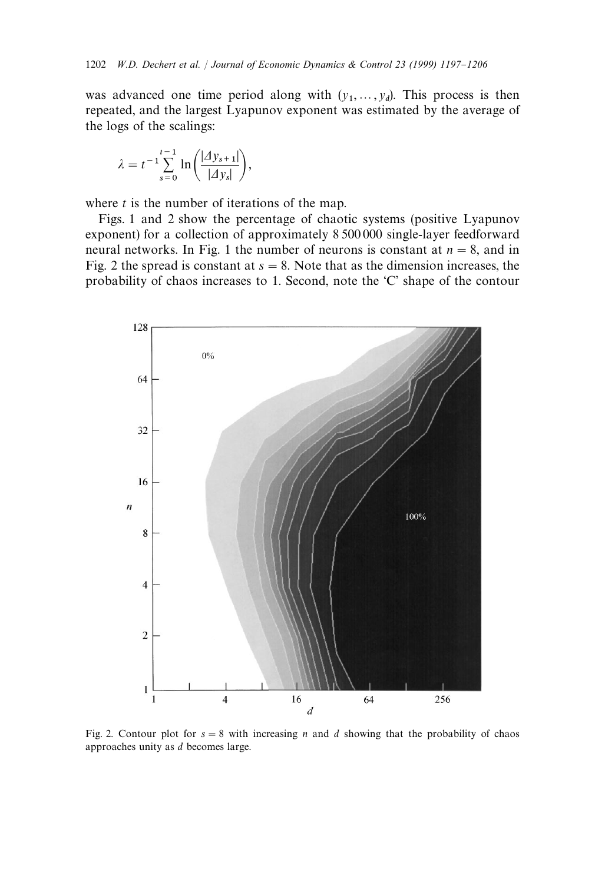was advanced one time period along with $(y_1, \ldots, y_d)$. This process is then repeated, and the largest Lyapunov exponent was estimated by the average of the logs of the scalings:

$$\lambda = t^{-1} \sum_{s=0}^{t-1} \ln\left(\frac{|\Delta y_{s+1}|}{|\Delta y_s|}\right),$$

where $t$ is the number of iterations of the map.

Figs. 1 and 2 show the percentage of chaotic systems (positive Lyapunov exponent) for a collection of approximately 8 500 000 single-layer feedforward neural networks. In Fig. 1 the number of neurons is constant at $n = 8$, and in Fig. 2 the spread is constant at $s = 8$. Note that as the dimension increases, the probability of chaos increases to 1. Second, note the 'C' shape of the contour

Fig. 2. Contour plot for $s = 8$ with increasing $n$ and $d$ showing that the probability of chaos approaches unity as $d$ becomes large.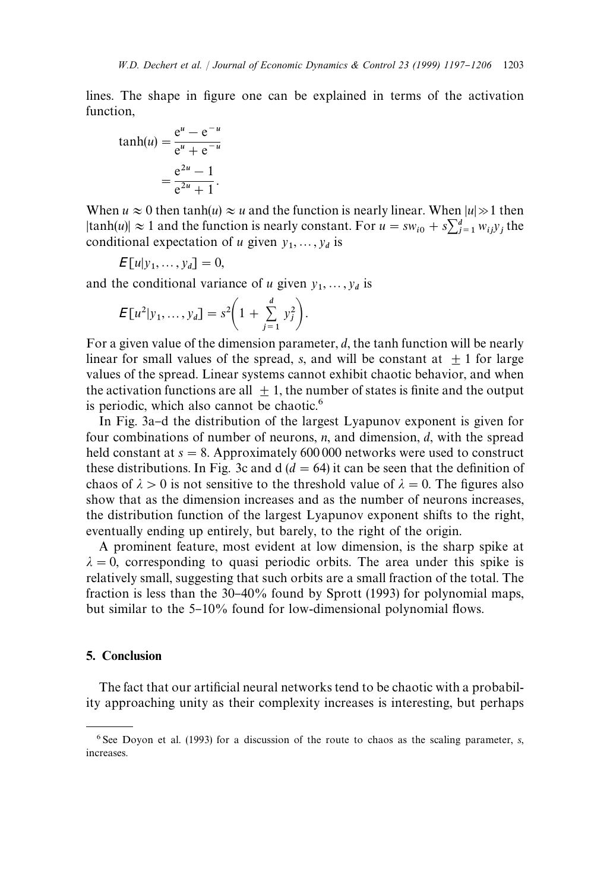lines. The shape in figure one can be explained in terms of the activation function,

$$\tanh(u) = \frac{e^{u} - e^{-u}}{e^{u} + e^{-u}} = \frac{e^{2u} - 1}{e^{2u} + 1}.$$

When $u \approx 0$ then $\tanh(u) \approx u$ and the function is nearly linear. When $|u| \gg 1$ then $|\tanh(u)| \approx 1$ and the function is nearly constant. For $u = sw_{i0} + s\sum_{j=1}^{d} w_{ij}y_j$ the conditional expectation of $u$ given $y_1, \dots, y_d$ is

$$E[u|y_1, \dots, y_d] = 0,$$

and the conditional variance of $u$ given $y_1, \dots, y_d$ is

$$E[u^2|y_1, \dots, y_d] = s^2\left(1 + \sum_{j=1}^{d} y_j^2\right).$$

For a given value of the dimension parameter, $d$, the tanh function will be nearly linear for small values of the spread, $s$, and will be constant at $\pm 1$ for large values of the spread. Linear systems cannot exhibit chaotic behavior, and when the activation functions are all $\pm 1$, the number of states is finite and the output is periodic, which also cannot be chaotic.[6]

In Fig. 3a–d the distribution of the largest Lyapunov exponent is given for four combinations of number of neurons, $n$, and dimension, $d$, with the spread held constant at $s = 8$. Approximately 600 000 networks were used to construct these distributions. In Fig. 3c and d ($d = 64$) it can be seen that the definition of chaos of $\lambda > 0$ is not sensitive to the threshold value of $\lambda = 0$. The figures also show that as the dimension increases and as the number of neurons increases, the distribution function of the largest Lyapunov exponent shifts to the right, eventually ending up entirely, but barely, to the right of the origin.

A prominent feature, most evident at low dimension, is the sharp spike at $\lambda = 0$, corresponding to quasi periodic orbits. The area under this spike is relatively small, suggesting that such orbits are a small fraction of the total. The fraction is less than the 30–40% found by Sprott (1993) for polynomial maps, but similar to the 5–10% found for low-dimensional polynomial flows.

## 5. Conclusion

The fact that our artificial neural networks tend to be chaotic with a probability approaching unity as their complexity increases is interesting, but perhaps

[6] See Doyon et al. (1993) for a discussion of the route to chaos as the scaling parameter, $s$, increases.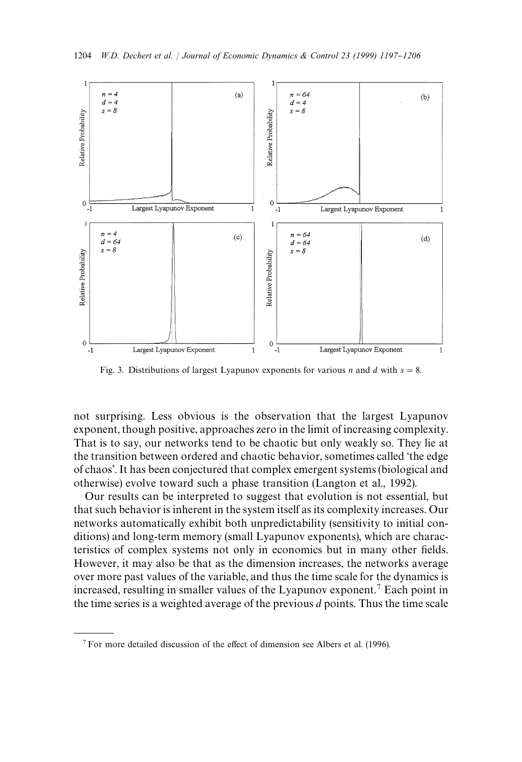Fig. 3. Distributions of largest Lyapunov exponents for various $n$ and $d$ with $s = 8$.

not surprising. Less obvious is the observation that the largest Lyapunov exponent, though positive, approaches zero in the limit of increasing complexity. That is to say, our networks tend to be chaotic but only weakly so. They lie at the transition between ordered and chaotic behavior, sometimes called 'the edge of chaos'. It has been conjectured that complex emergent systems (biological and otherwise) evolve toward such a phase transition (Langton et al., 1992).

Our results can be interpreted to suggest that evolution is not essential, but that such behavior is inherent in the system itself as its complexity increases. Our networks automatically exhibit both unpredictability (sensitivity to initial conditions) and long-term memory (small Lyapunov exponents), which are characteristics of complex systems not only in economics but in many other fields. However, it may also be that as the dimension increases, the networks average over more past values of the variable, and thus the time scale for the dynamics is increased, resulting in smaller values of the Lyapunov exponent.[7] Each point in the time series is a weighted average of the previous $d$ points. Thus the time scale

[7] For more detailed discussion of the effect of dimension see Albers et al. (1996).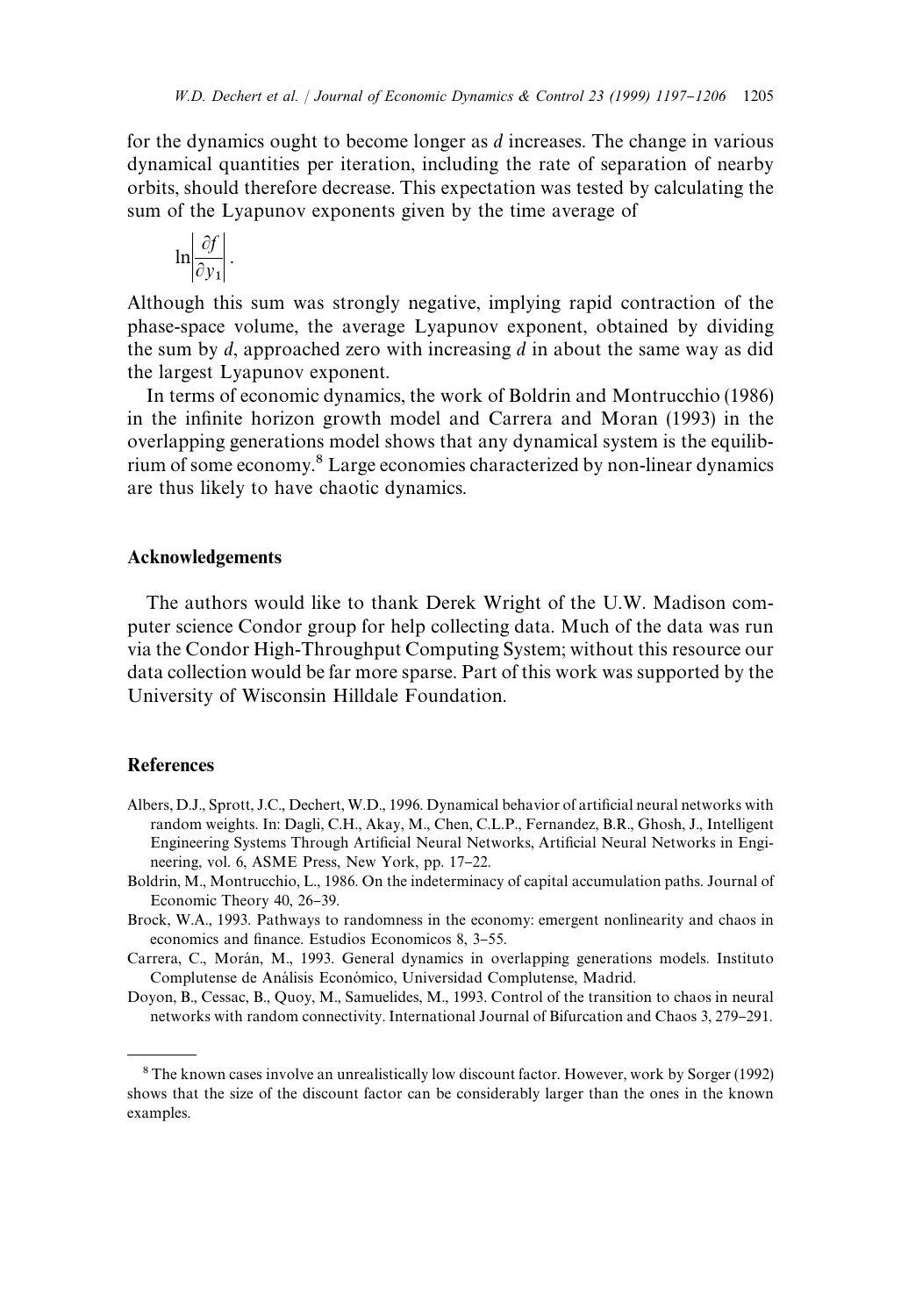for the dynamics ought to become longer as $d$ increases. The change in various dynamical quantities per iteration, including the rate of separation of nearby orbits, should therefore decrease. This expectation was tested by calculating the sum of the Lyapunov exponents given by the time average of

$$\ln\left|\frac{\partial f}{\partial y_1}\right|.$$

Although this sum was strongly negative, implying rapid contraction of the phase-space volume, the average Lyapunov exponent, obtained by dividing the sum by $d$, approached zero with increasing $d$ in about the same way as did the largest Lyapunov exponent.

In terms of economic dynamics, the work of Boldrin and Montrucchio (1986) in the infinite horizon growth model and Carrera and Moran (1993) in the overlapping generations model shows that any dynamical system is the equilibrium of some economy.[8] Large economies characterized by non-linear dynamics are thus likely to have chaotic dynamics.

## Acknowledgements

The authors would like to thank Derek Wright of the U.W. Madison computer science Condor group for help collecting data. Much of the data was run via the Condor High-Throughput Computing System; without this resource our data collection would be far more sparse. Part of this work was supported by the University of Wisconsin Hilldale Foundation.

## References

Albers, D.J., Sprott, J.C., Dechert, W.D., 1996. Dynamical behavior of artificial neural networks with random weights. In: Dagli, C.H., Akay, M., Chen, C.L.P., Fernandez, B.R., Ghosh, J., Intelligent Engineering Systems Through Artificial Neural Networks, Artificial Neural Networks in Engineering, vol. 6, ASME Press, New York, pp. 17–22.

Boldrin, M., Montrucchio, L., 1986. On the indeterminacy of capital accumulation paths. Journal of Economic Theory 40, 26–39.

Brock, W.A., 1993. Pathways to randomness in the economy: emergent nonlinearity and chaos in economics and finance. Estudios Economicos 8, 3–55.

Carrera, C., Morán, M., 1993. General dynamics in overlapping generations models. Instituto Complutense de Análisis Económico, Universidad Complutense, Madrid.

Doyon, B., Cessac, B., Quoy, M., Samuelides, M., 1993. Control of the transition to chaos in neural networks with random connectivity. International Journal of Bifurcation and Chaos 3, 279–291.

---

[8] The known cases involve an unrealistically low discount factor. However, work by Sorger (1992) shows that the size of the discount factor can be considerably larger than the ones in the known examples.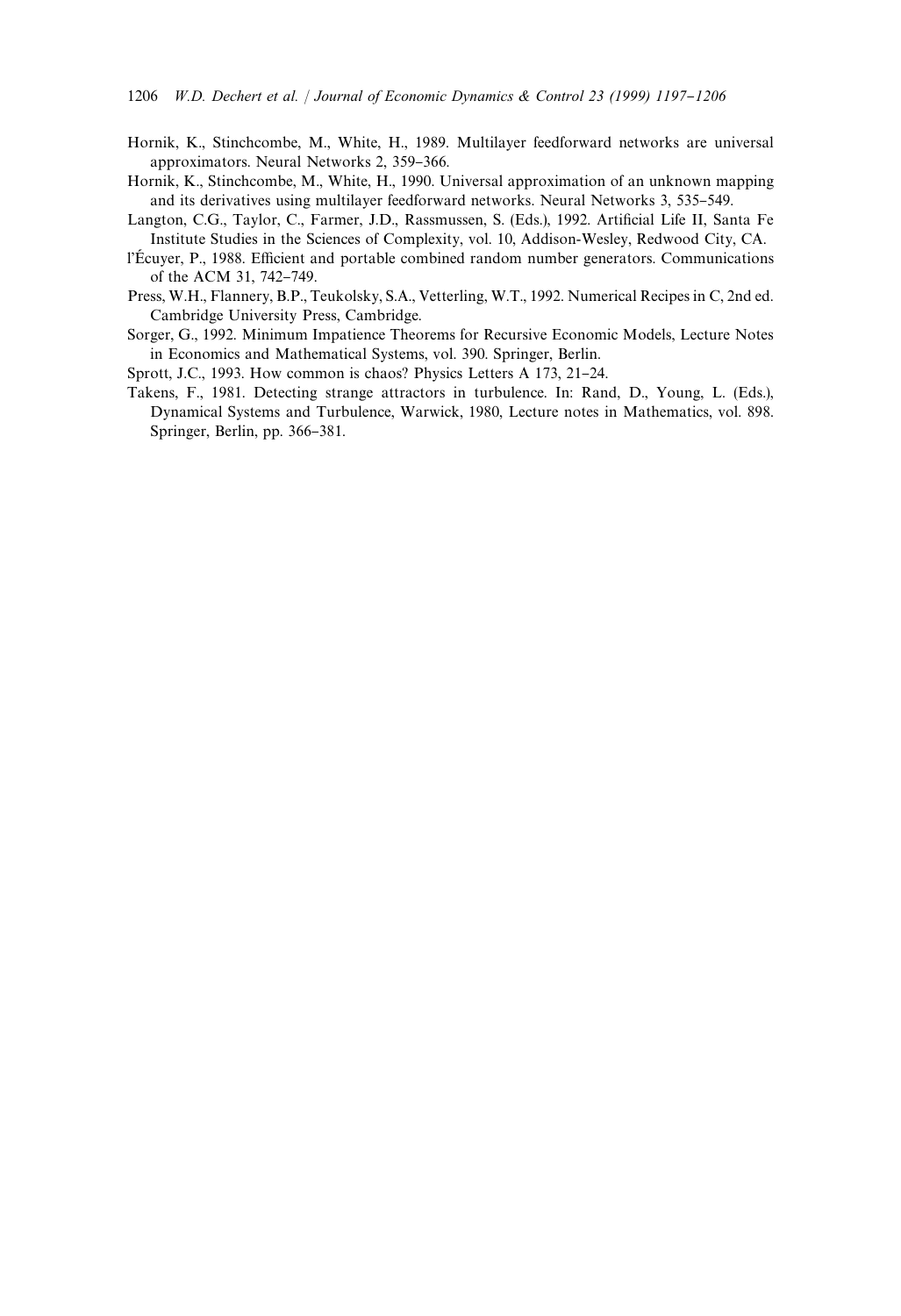Hornik, K., Stinchcombe, M., White, H., 1989. Multilayer feedforward networks are universal approximators. Neural Networks 2, 359–366.

Hornik, K., Stinchcombe, M., White, H., 1990. Universal approximation of an unknown mapping and its derivatives using multilayer feedforward networks. Neural Networks 3, 535–549.

Langton, C.G., Taylor, C., Farmer, J.D., Rassmussen, S. (Eds.), 1992. Artificial Life II, Santa Fe Institute Studies in the Sciences of Complexity, vol. 10, Addison-Wesley, Redwood City, CA.

l'Écuyer, P., 1988. Efficient and portable combined random number generators. Communications of the ACM 31, 742–749.

Press, W.H., Flannery, B.P., Teukolsky, S.A., Vetterling, W.T., 1992. Numerical Recipes in C, 2nd ed. Cambridge University Press, Cambridge.

Sorger, G., 1992. Minimum Impatience Theorems for Recursive Economic Models, Lecture Notes in Economics and Mathematical Systems, vol. 390. Springer, Berlin.

Sprott, J.C., 1993. How common is chaos? Physics Letters A 173, 21–24.

Takens, F., 1981. Detecting strange attractors in turbulence. In: Rand, D., Young, L. (Eds.), Dynamical Systems and Turbulence, Warwick, 1980, Lecture notes in Mathematics, vol. 898. Springer, Berlin, pp. 366–381.